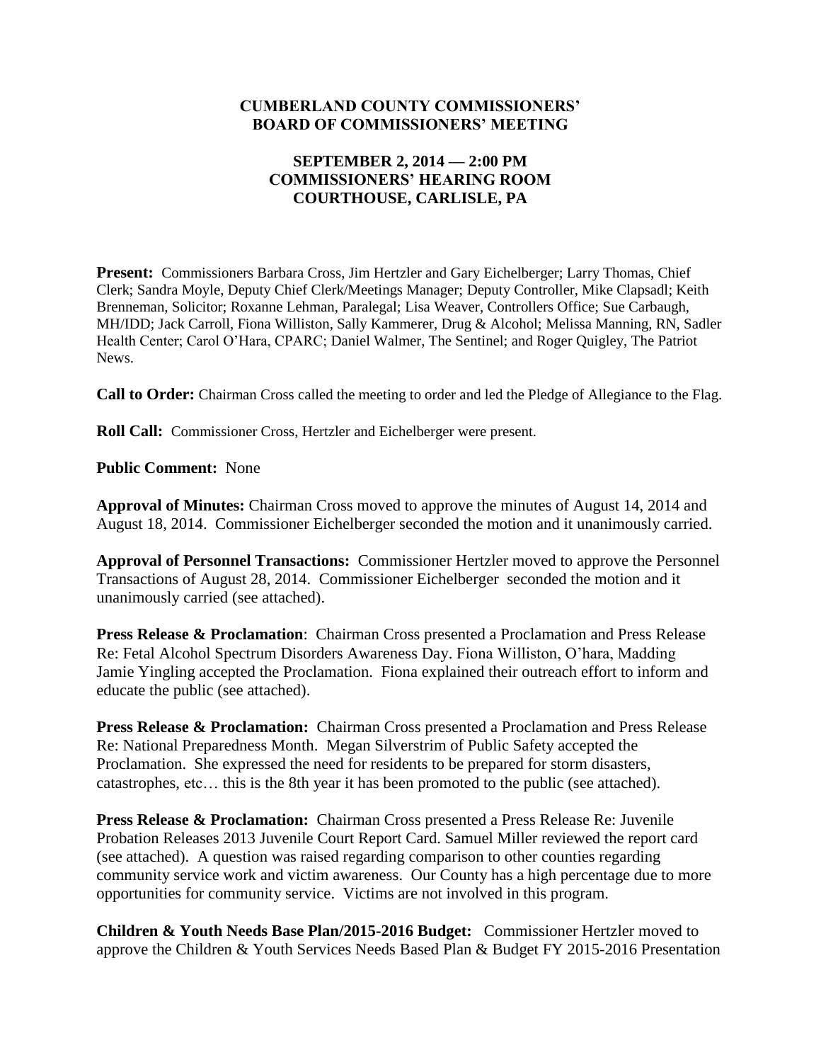**CUMBERLAND COUNTY COMMISSIONERS'**
**BOARD OF COMMISSIONERS' MEETING**

**SEPTEMBER 2, 2014 — 2:00 PM**
**COMMISSIONERS' HEARING ROOM**
**COURTHOUSE, CARLISLE, PA**

**Present:** Commissioners Barbara Cross, Jim Hertzler and Gary Eichelberger; Larry Thomas, Chief Clerk; Sandra Moyle, Deputy Chief Clerk/Meetings Manager; Deputy Controller, Mike Clapsadl; Keith Brenneman, Solicitor; Roxanne Lehman, Paralegal; Lisa Weaver, Controllers Office; Sue Carbaugh, MH/IDD; Jack Carroll, Fiona Williston, Sally Kammerer, Drug & Alcohol; Melissa Manning, RN, Sadler Health Center; Carol O'Hara, CPARC; Daniel Walmer, The Sentinel; and Roger Quigley, The Patriot News.

**Call to Order:** Chairman Cross called the meeting to order and led the Pledge of Allegiance to the Flag.

**Roll Call:** Commissioner Cross, Hertzler and Eichelberger were present.

**Public Comment:** None

**Approval of Minutes:** Chairman Cross moved to approve the minutes of August 14, 2014 and August 18, 2014. Commissioner Eichelberger seconded the motion and it unanimously carried.

**Approval of Personnel Transactions:** Commissioner Hertzler moved to approve the Personnel Transactions of August 28, 2014. Commissioner Eichelberger seconded the motion and it unanimously carried (see attached).

**Press Release & Proclamation**: Chairman Cross presented a Proclamation and Press Release Re: Fetal Alcohol Spectrum Disorders Awareness Day. Fiona Williston, O'hara, Madding Jamie Yingling accepted the Proclamation. Fiona explained their outreach effort to inform and educate the public (see attached).

**Press Release & Proclamation:** Chairman Cross presented a Proclamation and Press Release Re: National Preparedness Month. Megan Silverstrim of Public Safety accepted the Proclamation. She expressed the need for residents to be prepared for storm disasters, catastrophes, etc… this is the 8th year it has been promoted to the public (see attached).

**Press Release & Proclamation:** Chairman Cross presented a Press Release Re: Juvenile Probation Releases 2013 Juvenile Court Report Card. Samuel Miller reviewed the report card (see attached). A question was raised regarding comparison to other counties regarding community service work and victim awareness. Our County has a high percentage due to more opportunities for community service. Victims are not involved in this program.

**Children & Youth Needs Base Plan/2015-2016 Budget:** Commissioner Hertzler moved to approve the Children & Youth Services Needs Based Plan & Budget FY 2015-2016 Presentation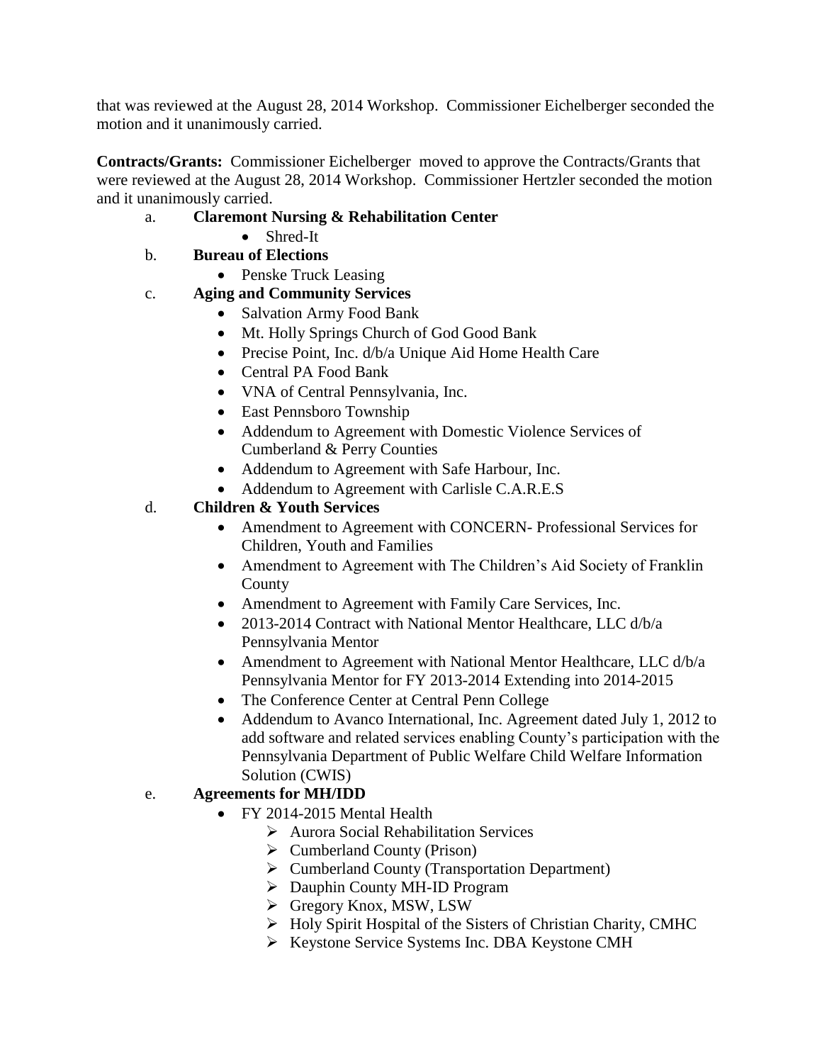that was reviewed at the August 28, 2014 Workshop. Commissioner Eichelberger seconded the motion and it unanimously carried.

**Contracts/Grants:** Commissioner Eichelberger moved to approve the Contracts/Grants that were reviewed at the August 28, 2014 Workshop. Commissioner Hertzler seconded the motion and it unanimously carried.

a. **Claremont Nursing & Rehabilitation Center**
   - Shred-It

b. **Bureau of Elections**
   - Penske Truck Leasing

c. **Aging and Community Services**
   - Salvation Army Food Bank
   - Mt. Holly Springs Church of God Good Bank
   - Precise Point, Inc. d/b/a Unique Aid Home Health Care
   - Central PA Food Bank
   - VNA of Central Pennsylvania, Inc.
   - East Pennsboro Township
   - Addendum to Agreement with Domestic Violence Services of Cumberland & Perry Counties
   - Addendum to Agreement with Safe Harbour, Inc.
   - Addendum to Agreement with Carlisle C.A.R.E.S

d. **Children & Youth Services**
   - Amendment to Agreement with CONCERN- Professional Services for Children, Youth and Families
   - Amendment to Agreement with The Children's Aid Society of Franklin County
   - Amendment to Agreement with Family Care Services, Inc.
   - 2013-2014 Contract with National Mentor Healthcare, LLC d/b/a Pennsylvania Mentor
   - Amendment to Agreement with National Mentor Healthcare, LLC d/b/a Pennsylvania Mentor for FY 2013-2014 Extending into 2014-2015
   - The Conference Center at Central Penn College
   - Addendum to Avanco International, Inc. Agreement dated July 1, 2012 to add software and related services enabling County's participation with the Pennsylvania Department of Public Welfare Child Welfare Information Solution (CWIS)

e. **Agreements for MH/IDD**
   - FY 2014-2015 Mental Health
     - Aurora Social Rehabilitation Services
     - Cumberland County (Prison)
     - Cumberland County (Transportation Department)
     - Dauphin County MH-ID Program
     - Gregory Knox, MSW, LSW
     - Holy Spirit Hospital of the Sisters of Christian Charity, CMHC
     - Keystone Service Systems Inc. DBA Keystone CMH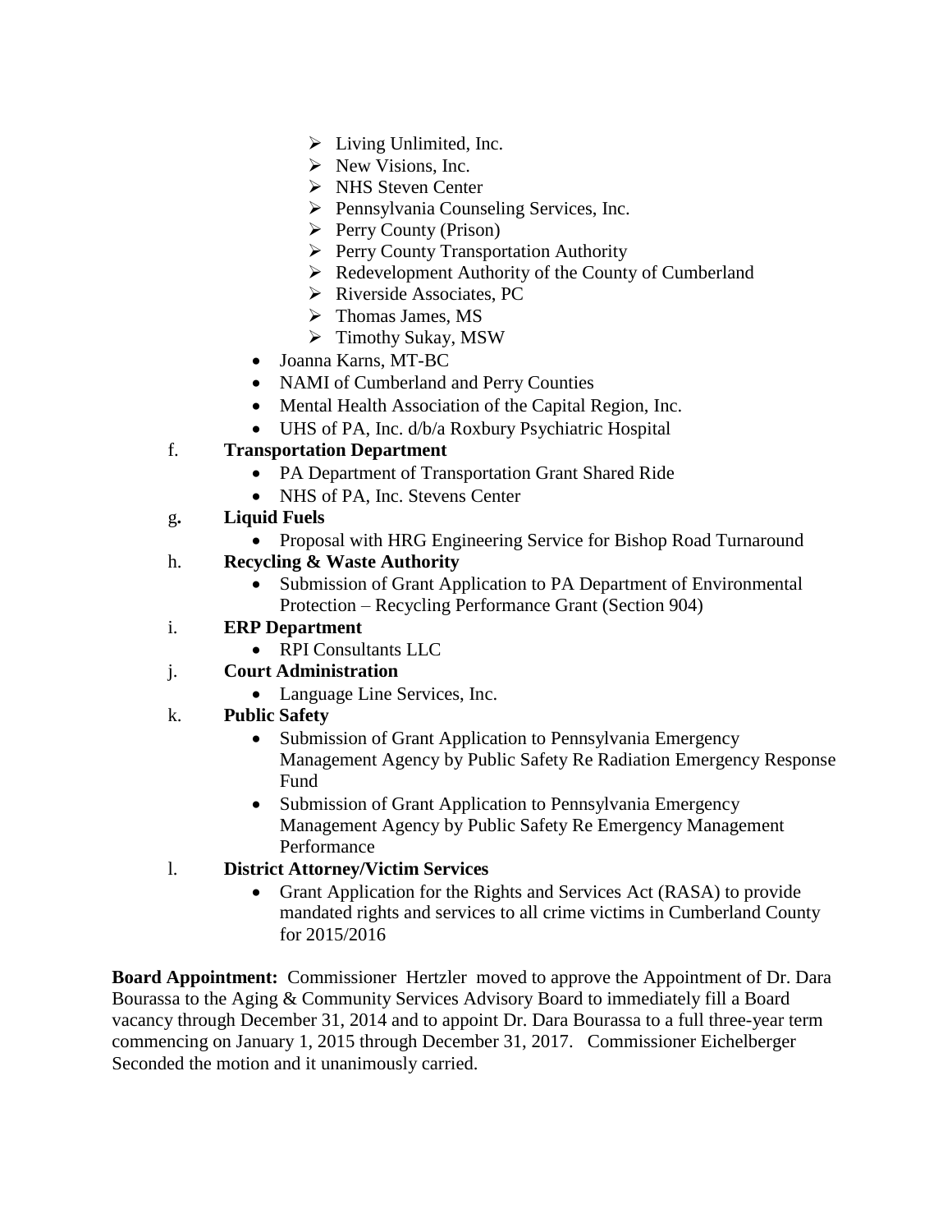- Living Unlimited, Inc.
        - New Visions, Inc.
        - NHS Steven Center
        - Pennsylvania Counseling Services, Inc.
        - Perry County (Prison)
        - Perry County Transportation Authority
        - Redevelopment Authority of the County of Cumberland
        - Riverside Associates, PC
        - Thomas James, MS
        - Timothy Sukay, MSW
    - Joanna Karns, MT-BC
    - NAMI of Cumberland and Perry Counties
    - Mental Health Association of the Capital Region, Inc.
    - UHS of PA, Inc. d/b/a Roxbury Psychiatric Hospital

f. **Transportation Department**
- PA Department of Transportation Grant Shared Ride
- NHS of PA, Inc. Stevens Center

g**.** **Liquid Fuels**
- Proposal with HRG Engineering Service for Bishop Road Turnaround

h. **Recycling & Waste Authority**
- Submission of Grant Application to PA Department of Environmental Protection – Recycling Performance Grant (Section 904)

i. **ERP Department**
- RPI Consultants LLC

j. **Court Administration**
- Language Line Services, Inc.

k. **Public Safety**
- Submission of Grant Application to Pennsylvania Emergency Management Agency by Public Safety Re Radiation Emergency Response Fund
- Submission of Grant Application to Pennsylvania Emergency Management Agency by Public Safety Re Emergency Management Performance

l. **District Attorney/Victim Services**
- Grant Application for the Rights and Services Act (RASA) to provide mandated rights and services to all crime victims in Cumberland County for 2015/2016

**Board Appointment:** Commissioner Hertzler moved to approve the Appointment of Dr. Dara Bourassa to the Aging & Community Services Advisory Board to immediately fill a Board vacancy through December 31, 2014 and to appoint Dr. Dara Bourassa to a full three-year term commencing on January 1, 2015 through December 31, 2017. Commissioner Eichelberger Seconded the motion and it unanimously carried.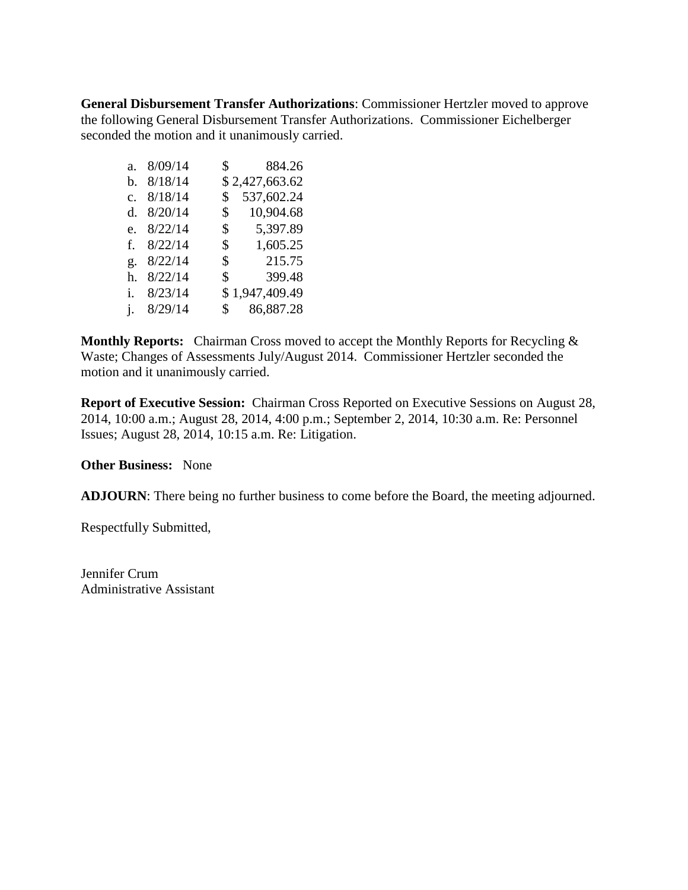**General Disbursement Transfer Authorizations**: Commissioner Hertzler moved to approve the following General Disbursement Transfer Authorizations. Commissioner Eichelberger seconded the motion and it unanimously carried.

| | | |
|---|---|---|
| a. | 8/09/14 | $ 884.26 |
| b. | 8/18/14 | $ 2,427,663.62 |
| c. | 8/18/14 | $ 537,602.24 |
| d. | 8/20/14 | $ 10,904.68 |
| e. | 8/22/14 | $ 5,397.89 |
| f. | 8/22/14 | $ 1,605.25 |
| g. | 8/22/14 | $ 215.75 |
| h. | 8/22/14 | $ 399.48 |
| i. | 8/23/14 | $ 1,947,409.49 |
| j. | 8/29/14 | $ 86,887.28 |

**Monthly Reports:** Chairman Cross moved to accept the Monthly Reports for Recycling & Waste; Changes of Assessments July/August 2014. Commissioner Hertzler seconded the motion and it unanimously carried.

**Report of Executive Session:** Chairman Cross Reported on Executive Sessions on August 28, 2014, 10:00 a.m.; August 28, 2014, 4:00 p.m.; September 2, 2014, 10:30 a.m. Re: Personnel Issues; August 28, 2014, 10:15 a.m. Re: Litigation.

**Other Business:** None

**ADJOURN**: There being no further business to come before the Board, the meeting adjourned.

Respectfully Submitted,

Jennifer Crum
Administrative Assistant